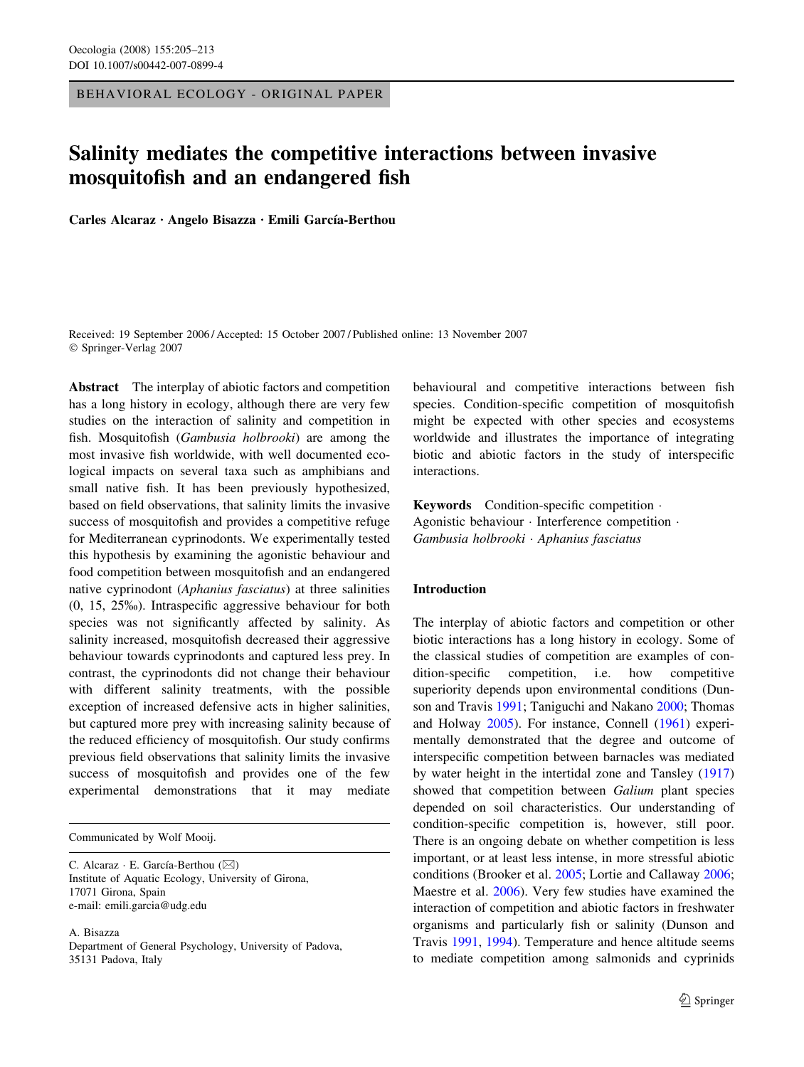BEHAVIORAL ECOLOGY - ORIGINAL PAPER

# Salinity mediates the competitive interactions between invasive mosquitofish and an endangered fish

**Carles Alcaraz · Angelo Bisazza · Emili García-Berthou**

Received: 19 September 2006 / Accepted: 15 October 2007 / Published online: 13 November 2007
© Springer-Verlag 2007

**Abstract** The interplay of abiotic factors and competition has a long history in ecology, although there are very few studies on the interaction of salinity and competition in fish. Mosquitofish (*Gambusia holbrooki*) are among the most invasive fish worldwide, with well documented ecological impacts on several taxa such as amphibians and small native fish. It has been previously hypothesized, based on field observations, that salinity limits the invasive success of mosquitofish and provides a competitive refuge for Mediterranean cyprinodonts. We experimentally tested this hypothesis by examining the agonistic behaviour and food competition between mosquitofish and an endangered native cyprinodont (*Aphanius fasciatus*) at three salinities (0, 15, 25‰). Intraspecific aggressive behaviour for both species was not significantly affected by salinity. As salinity increased, mosquitofish decreased their aggressive behaviour towards cyprinodonts and captured less prey. In contrast, the cyprinodonts did not change their behaviour with different salinity treatments, with the possible exception of increased defensive acts in higher salinities, but captured more prey with increasing salinity because of the reduced efficiency of mosquitofish. Our study confirms previous field observations that salinity limits the invasive success of mosquitofish and provides one of the few experimental demonstrations that it may mediate behavioural and competitive interactions between fish species. Condition-specific competition of mosquitofish might be expected with other species and ecosystems worldwide and illustrates the importance of integrating biotic and abiotic factors in the study of interspecific interactions.

**Keywords** Condition-specific competition · Agonistic behaviour · Interference competition · *Gambusia holbrooki* · *Aphanius fasciatus*

Communicated by Wolf Mooij.

C. Alcaraz · E. García-Berthou (✉)
Institute of Aquatic Ecology, University of Girona,
17071 Girona, Spain
e-mail: emili.garcia@udg.edu

A. Bisazza
Department of General Psychology, University of Padova,
35131 Padova, Italy

## Introduction

The interplay of abiotic factors and competition or other biotic interactions has a long history in ecology. Some of the classical studies of competition are examples of condition-specific competition, i.e. how competitive superiority depends upon environmental conditions (Dunson and Travis 1991; Taniguchi and Nakano 2000; Thomas and Holway 2005). For instance, Connell (1961) experimentally demonstrated that the degree and outcome of interspecific competition between barnacles was mediated by water height in the intertidal zone and Tansley (1917) showed that competition between *Galium* plant species depended on soil characteristics. Our understanding of condition-specific competition is, however, still poor. There is an ongoing debate on whether competition is less important, or at least less intense, in more stressful abiotic conditions (Brooker et al. 2005; Lortie and Callaway 2006; Maestre et al. 2006). Very few studies have examined the interaction of competition and abiotic factors in freshwater organisms and particularly fish or salinity (Dunson and Travis 1991, 1994). Temperature and hence altitude seems to mediate competition among salmonids and cyprinids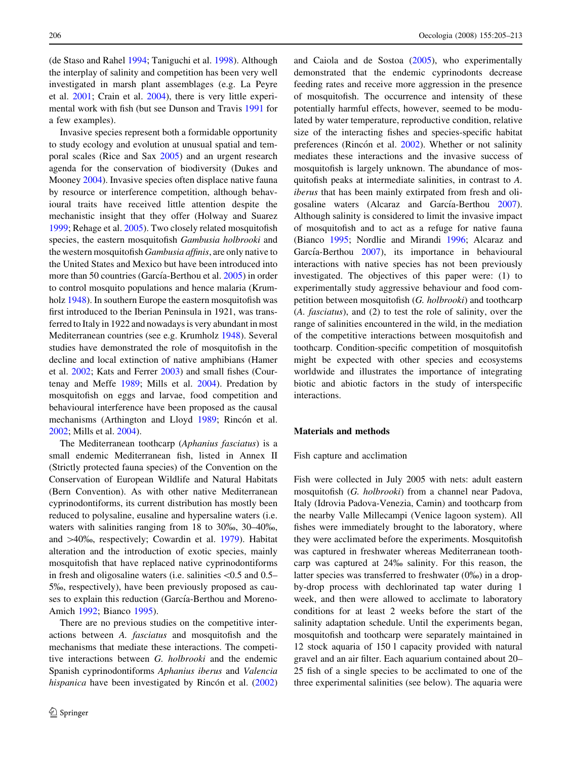(de Staso and Rahel 1994; Taniguchi et al. 1998). Although the interplay of salinity and competition has been very well investigated in marsh plant assemblages (e.g. La Peyre et al. 2001; Crain et al. 2004), there is very little experimental work with fish (but see Dunson and Travis 1991 for a few examples).

Invasive species represent both a formidable opportunity to study ecology and evolution at unusual spatial and temporal scales (Rice and Sax 2005) and an urgent research agenda for the conservation of biodiversity (Dukes and Mooney 2004). Invasive species often displace native fauna by resource or interference competition, although behavioural traits have received little attention despite the mechanistic insight that they offer (Holway and Suarez 1999; Rehage et al. 2005). Two closely related mosquitofish species, the eastern mosquitofish *Gambusia holbrooki* and the western mosquitofish *Gambusia affinis*, are only native to the United States and Mexico but have been introduced into more than 50 countries (García-Berthou et al. 2005) in order to control mosquito populations and hence malaria (Krumholz 1948). In southern Europe the eastern mosquitofish was first introduced to the Iberian Peninsula in 1921, was transferred to Italy in 1922 and nowadays is very abundant in most Mediterranean countries (see e.g. Krumholz 1948). Several studies have demonstrated the role of mosquitofish in the decline and local extinction of native amphibians (Hamer et al. 2002; Kats and Ferrer 2003) and small fishes (Courtenay and Meffe 1989; Mills et al. 2004). Predation by mosquitofish on eggs and larvae, food competition and behavioural interference have been proposed as the causal mechanisms (Arthington and Lloyd 1989; Rincón et al. 2002; Mills et al. 2004).

The Mediterranean toothcarp (*Aphanius fasciatus*) is a small endemic Mediterranean fish, listed in Annex II (Strictly protected fauna species) of the Convention on the Conservation of European Wildlife and Natural Habitats (Bern Convention). As with other native Mediterranean cyprinodontiforms, its current distribution has mostly been reduced to polysaline, eusaline and hypersaline waters (i.e. waters with salinities ranging from 18 to 30‰, 30–40‰, and >40‰, respectively; Cowardin et al. 1979). Habitat alteration and the introduction of exotic species, mainly mosquitofish that have replaced native cyprinodontiforms in fresh and oligosaline waters (i.e. salinities <0.5 and 0.5–5‰, respectively), have been previously proposed as causes to explain this reduction (García-Berthou and Moreno-Amich 1992; Bianco 1995).

There are no previous studies on the competitive interactions between *A. fasciatus* and mosquitofish and the mechanisms that mediate these interactions. The competitive interactions between *G. holbrooki* and the endemic Spanish cyprinodontiforms *Aphanius iberus* and *Valencia hispanica* have been investigated by Rincón et al. (2002) and Caiola and de Sostoa (2005), who experimentally demonstrated that the endemic cyprinodonts decrease feeding rates and receive more aggression in the presence of mosquitofish. The occurrence and intensity of these potentially harmful effects, however, seemed to be modulated by water temperature, reproductive condition, relative size of the interacting fishes and species-specific habitat preferences (Rincón et al. 2002). Whether or not salinity mediates these interactions and the invasive success of mosquitofish is largely unknown. The abundance of mosquitofish peaks at intermediate salinities, in contrast to *A. iberus* that has been mainly extirpated from fresh and oligosaline waters (Alcaraz and García-Berthou 2007). Although salinity is considered to limit the invasive impact of mosquitofish and to act as a refuge for native fauna (Bianco 1995; Nordlie and Mirandi 1996; Alcaraz and García-Berthou 2007), its importance in behavioural interactions with native species has not been previously investigated. The objectives of this paper were: (1) to experimentally study aggressive behaviour and food competition between mosquitofish (*G. holbrooki*) and toothcarp (*A. fasciatus*), and (2) to test the role of salinity, over the range of salinities encountered in the wild, in the mediation of the competitive interactions between mosquitofish and toothcarp. Condition-specific competition of mosquitofish might be expected with other species and ecosystems worldwide and illustrates the importance of integrating biotic and abiotic factors in the study of interspecific interactions.

## Materials and methods

### Fish capture and acclimation

Fish were collected in July 2005 with nets: adult eastern mosquitofish (*G. holbrooki*) from a channel near Padova, Italy (Idrovia Padova-Venezia, Camin) and toothcarp from the nearby Valle Millecampi (Venice lagoon system). All fishes were immediately brought to the laboratory, where they were acclimated before the experiments. Mosquitofish was captured in freshwater whereas Mediterranean toothcarp was captured at 24‰ salinity. For this reason, the latter species was transferred to freshwater (0‰) in a drop-by-drop process with dechlorinated tap water during 1 week, and then were allowed to acclimate to laboratory conditions for at least 2 weeks before the start of the salinity adaptation schedule. Until the experiments began, mosquitofish and toothcarp were separately maintained in 12 stock aquaria of 150 l capacity provided with natural gravel and an air filter. Each aquarium contained about 20–25 fish of a single species to be acclimated to one of the three experimental salinities (see below). The aquaria were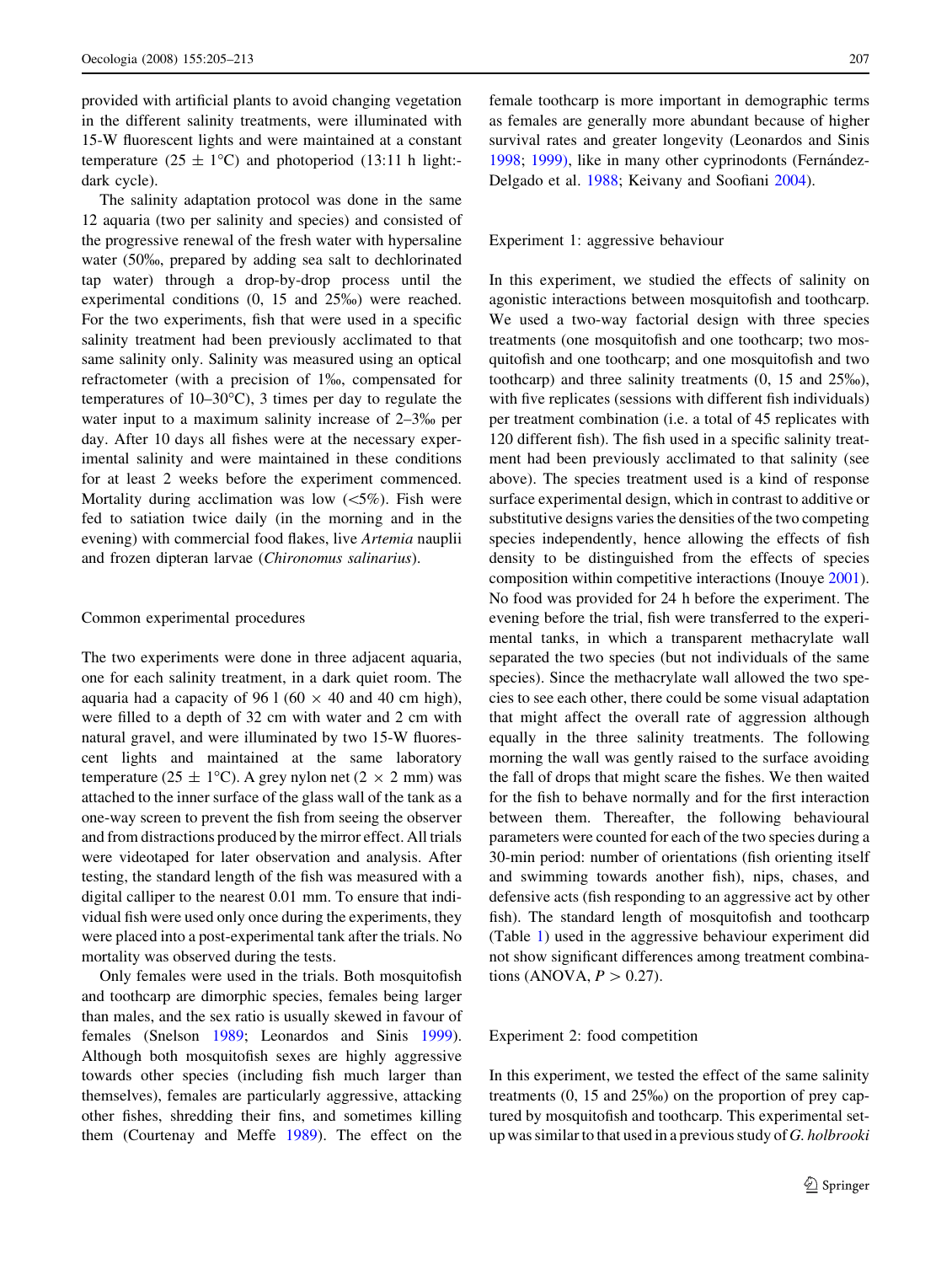provided with artificial plants to avoid changing vegetation in the different salinity treatments, were illuminated with 15-W fluorescent lights and were maintained at a constant temperature (25 ± 1°C) and photoperiod (13:11 h light:-dark cycle).

The salinity adaptation protocol was done in the same 12 aquaria (two per salinity and species) and consisted of the progressive renewal of the fresh water with hypersaline water (50‰, prepared by adding sea salt to dechlorinated tap water) through a drop-by-drop process until the experimental conditions (0, 15 and 25‰) were reached. For the two experiments, fish that were used in a specific salinity treatment had been previously acclimated to that same salinity only. Salinity was measured using an optical refractometer (with a precision of 1‰, compensated for temperatures of 10–30°C), 3 times per day to regulate the water input to a maximum salinity increase of 2–3‰ per day. After 10 days all fishes were at the necessary experimental salinity and were maintained in these conditions for at least 2 weeks before the experiment commenced. Mortality during acclimation was low (<5%). Fish were fed to satiation twice daily (in the morning and in the evening) with commercial food flakes, live *Artemia* nauplii and frozen dipteran larvae (*Chironomus salinarius*).

### Common experimental procedures

The two experiments were done in three adjacent aquaria, one for each salinity treatment, in a dark quiet room. The aquaria had a capacity of 96 l (60 × 40 and 40 cm high), were filled to a depth of 32 cm with water and 2 cm with natural gravel, and were illuminated by two 15-W fluorescent lights and maintained at the same laboratory temperature (25 ± 1°C). A grey nylon net (2 × 2 mm) was attached to the inner surface of the glass wall of the tank as a one-way screen to prevent the fish from seeing the observer and from distractions produced by the mirror effect. All trials were videotaped for later observation and analysis. After testing, the standard length of the fish was measured with a digital calliper to the nearest 0.01 mm. To ensure that individual fish were used only once during the experiments, they were placed into a post-experimental tank after the trials. No mortality was observed during the tests.

Only females were used in the trials. Both mosquitofish and toothcarp are dimorphic species, females being larger than males, and the sex ratio is usually skewed in favour of females (Snelson 1989; Leonardos and Sinis 1999). Although both mosquitofish sexes are highly aggressive towards other species (including fish much larger than themselves), females are particularly aggressive, attacking other fishes, shredding their fins, and sometimes killing them (Courtenay and Meffe 1989). The effect on the female toothcarp is more important in demographic terms as females are generally more abundant because of higher survival rates and greater longevity (Leonardos and Sinis 1998; 1999), like in many other cyprinodonts (Fernández-Delgado et al. 1988; Keivany and Soofiani 2004).

### Experiment 1: aggressive behaviour

In this experiment, we studied the effects of salinity on agonistic interactions between mosquitofish and toothcarp. We used a two-way factorial design with three species treatments (one mosquitofish and one toothcarp; two mosquitofish and one toothcarp; and one mosquitofish and two toothcarp) and three salinity treatments (0, 15 and 25‰), with five replicates (sessions with different fish individuals) per treatment combination (i.e. a total of 45 replicates with 120 different fish). The fish used in a specific salinity treatment had been previously acclimated to that salinity (see above). The species treatment used is a kind of response surface experimental design, which in contrast to additive or substitutive designs varies the densities of the two competing species independently, hence allowing the effects of fish density to be distinguished from the effects of species composition within competitive interactions (Inouye 2001). No food was provided for 24 h before the experiment. The evening before the trial, fish were transferred to the experimental tanks, in which a transparent methacrylate wall separated the two species (but not individuals of the same species). Since the methacrylate wall allowed the two species to see each other, there could be some visual adaptation that might affect the overall rate of aggression although equally in the three salinity treatments. The following morning the wall was gently raised to the surface avoiding the fall of drops that might scare the fishes. We then waited for the fish to behave normally and for the first interaction between them. Thereafter, the following behavioural parameters were counted for each of the two species during a 30-min period: number of orientations (fish orienting itself and swimming towards another fish), nips, chases, and defensive acts (fish responding to an aggressive act by other fish). The standard length of mosquitofish and toothcarp (Table 1) used in the aggressive behaviour experiment did not show significant differences among treatment combinations (ANOVA, $P > 0.27$).

### Experiment 2: food competition

In this experiment, we tested the effect of the same salinity treatments (0, 15 and 25‰) on the proportion of prey captured by mosquitofish and toothcarp. This experimental setup was similar to that used in a previous study of *G. holbrooki*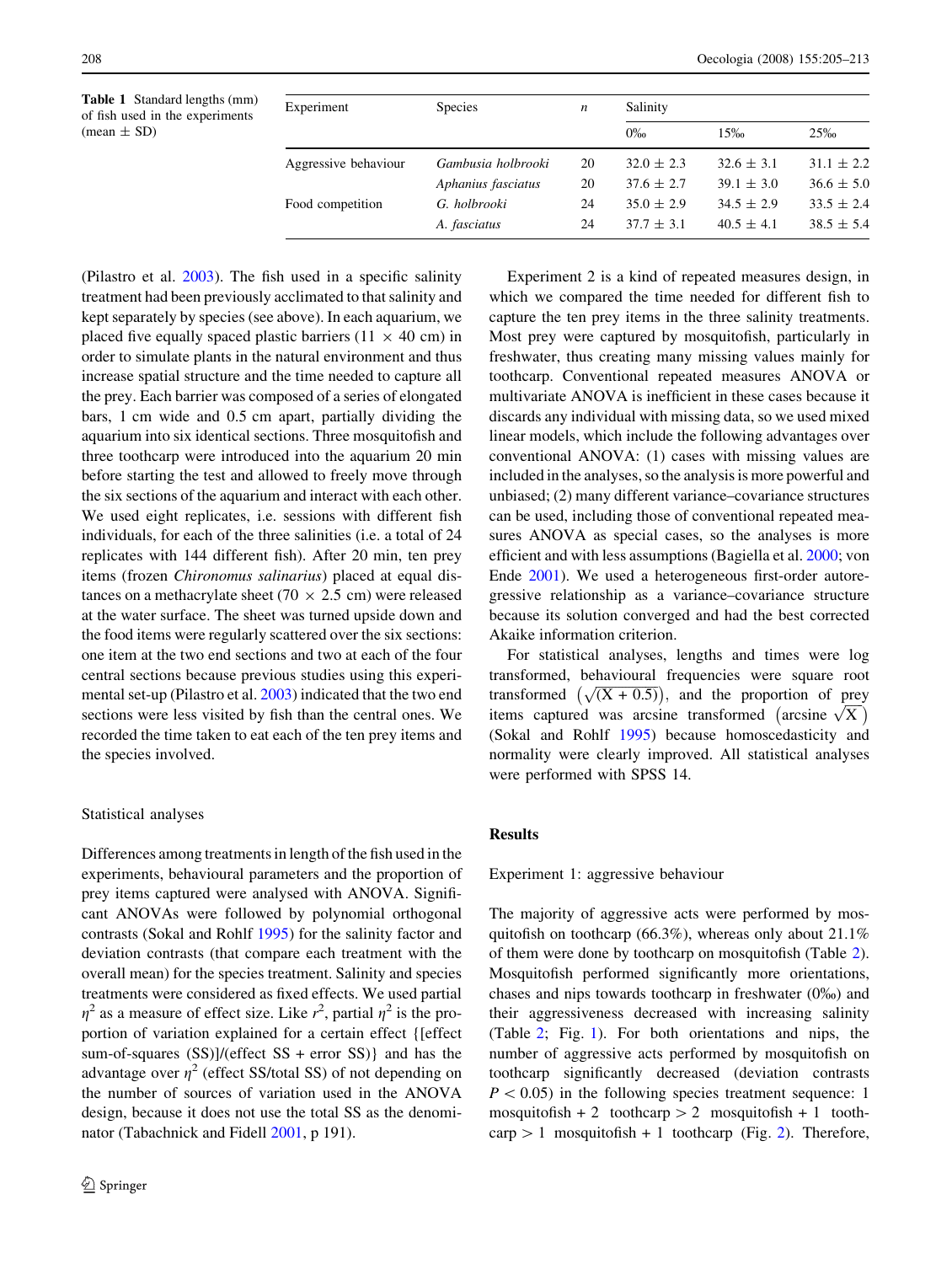**Table 1** Standard lengths (mm) of fish used in the experiments (mean ± SD)

| Experiment | Species | *n* | Salinity | | |
|---|---|---|---|---|---|
| | | | 0‰ | 15‰ | 25‰ |
| Aggressive behaviour | *Gambusia holbrooki* | 20 | 32.0 ± 2.3 | 32.6 ± 3.1 | 31.1 ± 2.2 |
| | *Aphanius fasciatus* | 20 | 37.6 ± 2.7 | 39.1 ± 3.0 | 36.6 ± 5.0 |
| Food competition | *G. holbrooki* | 24 | 35.0 ± 2.9 | 34.5 ± 2.9 | 33.5 ± 2.4 |
| | *A. fasciatus* | 24 | 37.7 ± 3.1 | 40.5 ± 4.1 | 38.5 ± 5.4 |

(Pilastro et al. 2003). The fish used in a specific salinity treatment had been previously acclimated to that salinity and kept separately by species (see above). In each aquarium, we placed five equally spaced plastic barriers (11 × 40 cm) in order to simulate plants in the natural environment and thus increase spatial structure and the time needed to capture all the prey. Each barrier was composed of a series of elongated bars, 1 cm wide and 0.5 cm apart, partially dividing the aquarium into six identical sections. Three mosquitofish and three toothcarp were introduced into the aquarium 20 min before starting the test and allowed to freely move through the six sections of the aquarium and interact with each other. We used eight replicates, i.e. sessions with different fish individuals, for each of the three salinities (i.e. a total of 24 replicates with 144 different fish). After 20 min, ten prey items (frozen *Chironomus salinarius*) placed at equal distances on a methacrylate sheet (70 × 2.5 cm) were released at the water surface. The sheet was turned upside down and the food items were regularly scattered over the six sections: one item at the two end sections and two at each of the four central sections because previous studies using this experimental set-up (Pilastro et al. 2003) indicated that the two end sections were less visited by fish than the central ones. We recorded the time taken to eat each of the ten prey items and the species involved.

### Statistical analyses

Differences among treatments in length of the fish used in the experiments, behavioural parameters and the proportion of prey items captured were analysed with ANOVA. Significant ANOVAs were followed by polynomial orthogonal contrasts (Sokal and Rohlf 1995) for the salinity factor and deviation contrasts (that compare each treatment with the overall mean) for the species treatment. Salinity and species treatments were considered as fixed effects. We used partial $\eta^2$ as a measure of effect size. Like $r^2$, partial $\eta^2$ is the proportion of variation explained for a certain effect {[effect sum-of-squares (SS)]/(effect SS + error SS)} and has the advantage over $\eta^2$ (effect SS/total SS) of not depending on the number of sources of variation used in the ANOVA design, because it does not use the total SS as the denominator (Tabachnick and Fidell 2001, p 191).

Experiment 2 is a kind of repeated measures design, in which we compared the time needed for different fish to capture the ten prey items in the three salinity treatments. Most prey were captured by mosquitofish, particularly in freshwater, thus creating many missing values mainly for toothcarp. Conventional repeated measures ANOVA or multivariate ANOVA is inefficient in these cases because it discards any individual with missing data, so we used mixed linear models, which include the following advantages over conventional ANOVA: (1) cases with missing values are included in the analyses, so the analysis is more powerful and unbiased; (2) many different variance–covariance structures can be used, including those of conventional repeated measures ANOVA as special cases, so the analyses is more efficient and with less assumptions (Bagiella et al. 2000; von Ende 2001). We used a heterogeneous first-order autoregressive relationship as a variance–covariance structure because its solution converged and had the best corrected Akaike information criterion.

For statistical analyses, lengths and times were log transformed, behavioural frequencies were square root transformed $\left(\sqrt{(X + 0.5)}\right)$, and the proportion of prey items captured was arcsine transformed $\left(\text{arcsine}\sqrt{X}\right)$ (Sokal and Rohlf 1995) because homoscedasticity and normality were clearly improved. All statistical analyses were performed with SPSS 14.

## Results

### Experiment 1: aggressive behaviour

The majority of aggressive acts were performed by mosquitofish on toothcarp (66.3%), whereas only about 21.1% of them were done by toothcarp on mosquitofish (Table 2). Mosquitofish performed significantly more orientations, chases and nips towards toothcarp in freshwater (0‰) and their aggressiveness decreased with increasing salinity (Table 2; Fig. 1). For both orientations and nips, the number of aggressive acts performed by mosquitofish on toothcarp significantly decreased (deviation contrasts $P < 0.05$) in the following species treatment sequence: 1 mosquitofish + 2 toothcarp > 2 mosquitofish + 1 toothcarp > 1 mosquitofish + 1 toothcarp (Fig. 2). Therefore,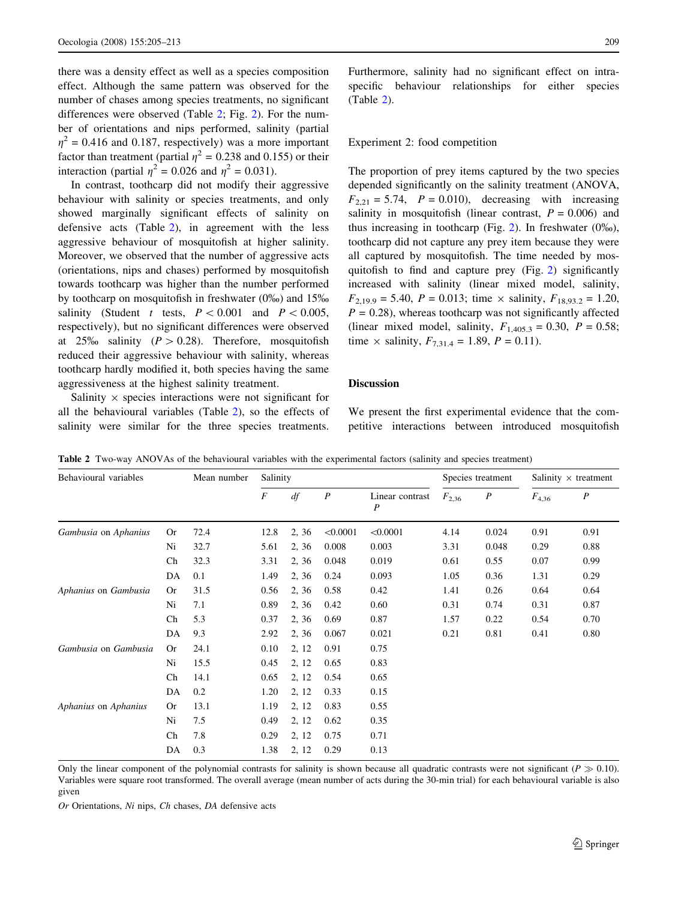there was a density effect as well as a species composition effect. Although the same pattern was observed for the number of chases among species treatments, no significant differences were observed (Table 2; Fig. 2). For the number of orientations and nips performed, salinity (partial $\eta^2 = 0.416$ and 0.187, respectively) was a more important factor than treatment (partial $\eta^2 = 0.238$ and 0.155) or their interaction (partial $\eta^2 = 0.026$ and $\eta^2 = 0.031$).

In contrast, toothcarp did not modify their aggressive behaviour with salinity or species treatments, and only showed marginally significant effects of salinity on defensive acts (Table 2), in agreement with the less aggressive behaviour of mosquitofish at higher salinity. Moreover, we observed that the number of aggressive acts (orientations, nips and chases) performed by mosquitofish towards toothcarp was higher than the number performed by toothcarp on mosquitofish in freshwater (0‰) and 15‰ salinity (Student *t* tests, $P < 0.001$ and $P < 0.005$, respectively), but no significant differences were observed at 25‰ salinity ($P > 0.28$). Therefore, mosquitofish reduced their aggressive behaviour with salinity, whereas toothcarp hardly modified it, both species having the same aggressiveness at the highest salinity treatment.

Salinity × species interactions were not significant for all the behavioural variables (Table 2), so the effects of salinity were similar for the three species treatments. Furthermore, salinity had no significant effect on intraspecific behaviour relationships for either species (Table 2).

### Experiment 2: food competition

The proportion of prey items captured by the two species depended significantly on the salinity treatment (ANOVA, $F_{2,21} = 5.74$, $P = 0.010$), decreasing with increasing salinity in mosquitofish (linear contrast, $P = 0.006$) and thus increasing in toothcarp (Fig. 2). In freshwater (0‰), toothcarp did not capture any prey item because they were all captured by mosquitofish. The time needed by mosquitofish to find and capture prey (Fig. 2) significantly increased with salinity (linear mixed model, salinity, $F_{2,19.9} = 5.40$, $P = 0.013$; time × salinity, $F_{18,93.2} = 1.20$, $P = 0.28$), whereas toothcarp was not significantly affected (linear mixed model, salinity, $F_{1,405.3} = 0.30$, $P = 0.58$; time × salinity, $F_{7,31.4} = 1.89$, $P = 0.11$).

## Discussion

We present the first experimental evidence that the competitive interactions between introduced mosquitofish

**Table 2** Two-way ANOVAs of the behavioural variables with the experimental factors (salinity and species treatment)

| Behavioural variables | | Mean number | Salinity | | | | Species treatment | | Salinity × treatment | |
|---|---|---|---|---|---|---|---|---|---|---|
| | | | *F* | *df* | *P* | Linear contrast *P* | $F_{2,36}$ | *P* | $F_{4,36}$ | *P* |
| *Gambusia* on *Aphanius* | Or | 72.4 | 12.8 | 2, 36 | <0.0001 | <0.0001 | 4.14 | 0.024 | 0.91 | 0.91 |
| | Ni | 32.7 | 5.61 | 2, 36 | 0.008 | 0.003 | 3.31 | 0.048 | 0.29 | 0.88 |
| | Ch | 32.3 | 3.31 | 2, 36 | 0.048 | 0.019 | 0.61 | 0.55 | 0.07 | 0.99 |
| | DA | 0.1 | 1.49 | 2, 36 | 0.24 | 0.093 | 1.05 | 0.36 | 1.31 | 0.29 |
| *Aphanius* on *Gambusia* | Or | 31.5 | 0.56 | 2, 36 | 0.58 | 0.42 | 1.41 | 0.26 | 0.64 | 0.64 |
| | Ni | 7.1 | 0.89 | 2, 36 | 0.42 | 0.60 | 0.31 | 0.74 | 0.31 | 0.87 |
| | Ch | 5.3 | 0.37 | 2, 36 | 0.69 | 0.87 | 1.57 | 0.22 | 0.54 | 0.70 |
| | DA | 9.3 | 2.92 | 2, 36 | 0.067 | 0.021 | 0.21 | 0.81 | 0.41 | 0.80 |
| *Gambusia* on *Gambusia* | Or | 24.1 | 0.10 | 2, 12 | 0.91 | 0.75 | | | | |
| | Ni | 15.5 | 0.45 | 2, 12 | 0.65 | 0.83 | | | | |
| | Ch | 14.1 | 0.65 | 2, 12 | 0.54 | 0.65 | | | | |
| | DA | 0.2 | 1.20 | 2, 12 | 0.33 | 0.15 | | | | |
| *Aphanius* on *Aphanius* | Or | 13.1 | 1.19 | 2, 12 | 0.83 | 0.55 | | | | |
| | Ni | 7.5 | 0.49 | 2, 12 | 0.62 | 0.35 | | | | |
| | Ch | 7.8 | 0.29 | 2, 12 | 0.75 | 0.71 | | | | |
| | DA | 0.3 | 1.38 | 2, 12 | 0.29 | 0.13 | | | | |

Only the linear component of the polynomial contrasts for salinity is shown because all quadratic contrasts were not significant ($P \gg 0.10$). Variables were square root transformed. The overall average (mean number of acts during the 30-min trial) for each behavioural variable is also given

*Or* Orientations, *Ni* nips, *Ch* chases, *DA* defensive acts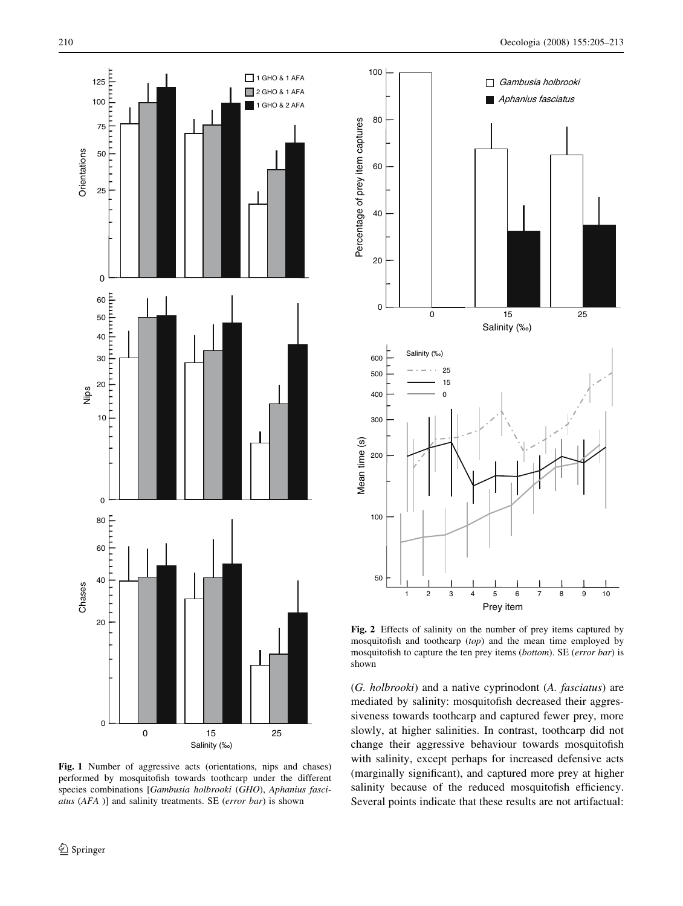**Fig. 1** Number of aggressive acts (orientations, nips and chases) performed by mosquitofish towards toothcarp under the different species combinations [*Gambusia holbrooki* (*GHO*), *Aphanius fasciatus* (*AFA* )] and salinity treatments. SE (*error bar*) is shown

**Fig. 2** Effects of salinity on the number of prey items captured by mosquitofish and toothcarp (*top*) and the mean time employed by mosquitofish to capture the ten prey items (*bottom*). SE (*error bar*) is shown

(*G. holbrooki*) and a native cyprinodont (*A. fasciatus*) are mediated by salinity: mosquitofish decreased their aggressiveness towards toothcarp and captured fewer prey, more slowly, at higher salinities. In contrast, toothcarp did not change their aggressive behaviour towards mosquitofish with salinity, except perhaps for increased defensive acts (marginally significant), and captured more prey at higher salinity because of the reduced mosquitofish efficiency. Several points indicate that these results are not artifactual: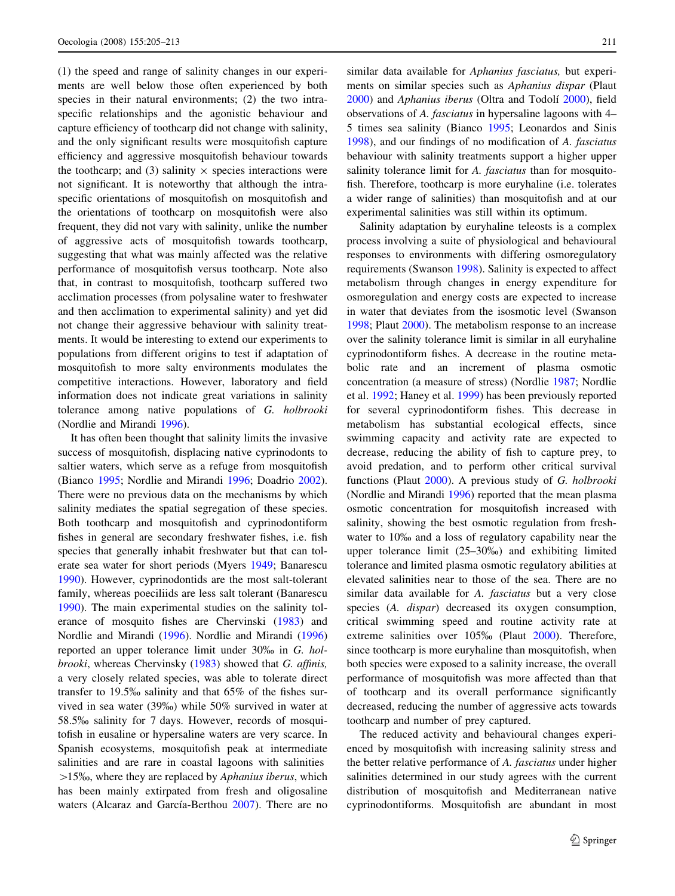(1) the speed and range of salinity changes in our experiments are well below those often experienced by both species in their natural environments; (2) the two intraspecific relationships and the agonistic behaviour and capture efficiency of toothcarp did not change with salinity, and the only significant results were mosquitofish capture efficiency and aggressive mosquitofish behaviour towards the toothcarp; and (3) salinity × species interactions were not significant. It is noteworthy that although the intraspecific orientations of mosquitofish on mosquitofish and the orientations of toothcarp on mosquitofish were also frequent, they did not vary with salinity, unlike the number of aggressive acts of mosquitofish towards toothcarp, suggesting that what was mainly affected was the relative performance of mosquitofish versus toothcarp. Note also that, in contrast to mosquitofish, toothcarp suffered two acclimation processes (from polysaline water to freshwater and then acclimation to experimental salinity) and yet did not change their aggressive behaviour with salinity treatments. It would be interesting to extend our experiments to populations from different origins to test if adaptation of mosquitofish to more salty environments modulates the competitive interactions. However, laboratory and field information does not indicate great variations in salinity tolerance among native populations of *G. holbrooki* (Nordlie and Mirandi 1996).

It has often been thought that salinity limits the invasive success of mosquitofish, displacing native cyprinodonts to saltier waters, which serve as a refuge from mosquitofish (Bianco 1995; Nordlie and Mirandi 1996; Doadrio 2002). There were no previous data on the mechanisms by which salinity mediates the spatial segregation of these species. Both toothcarp and mosquitofish and cyprinodontiform fishes in general are secondary freshwater fishes, i.e. fish species that generally inhabit freshwater but that can tolerate sea water for short periods (Myers 1949; Banarescu 1990). However, cyprinodontids are the most salt-tolerant family, whereas poeciliids are less salt tolerant (Banarescu 1990). The main experimental studies on the salinity tolerance of mosquito fishes are Chervinski (1983) and Nordlie and Mirandi (1996). Nordlie and Mirandi (1996) reported an upper tolerance limit under 30‰ in *G. holbrooki*, whereas Chervinsky (1983) showed that *G. affinis,* a very closely related species, was able to tolerate direct transfer to 19.5‰ salinity and that 65% of the fishes survived in sea water (39‰) while 50% survived in water at 58.5‰ salinity for 7 days. However, records of mosquitofish in eusaline or hypersaline waters are very scarce. In Spanish ecosystems, mosquitofish peak at intermediate salinities and are rare in coastal lagoons with salinities >15‰, where they are replaced by *Aphanius iberus*, which has been mainly extirpated from fresh and oligosaline waters (Alcaraz and García-Berthou 2007). There are no similar data available for *Aphanius fasciatus,* but experiments on similar species such as *Aphanius dispar* (Plaut 2000) and *Aphanius iberus* (Oltra and Todolí 2000), field observations of *A. fasciatus* in hypersaline lagoons with 4–5 times sea salinity (Bianco 1995; Leonardos and Sinis 1998), and our findings of no modification of *A. fasciatus* behaviour with salinity treatments support a higher upper salinity tolerance limit for *A. fasciatus* than for mosquitofish. Therefore, toothcarp is more euryhaline (i.e. tolerates a wider range of salinities) than mosquitofish and at our experimental salinities was still within its optimum.

Salinity adaptation by euryhaline teleosts is a complex process involving a suite of physiological and behavioural responses to environments with differing osmoregulatory requirements (Swanson 1998). Salinity is expected to affect metabolism through changes in energy expenditure for osmoregulation and energy costs are expected to increase in water that deviates from the isosmotic level (Swanson 1998; Plaut 2000). The metabolism response to an increase over the salinity tolerance limit is similar in all euryhaline cyprinodontiform fishes. A decrease in the routine metabolic rate and an increment of plasma osmotic concentration (a measure of stress) (Nordlie 1987; Nordlie et al. 1992; Haney et al. 1999) has been previously reported for several cyprinodontiform fishes. This decrease in metabolism has substantial ecological effects, since swimming capacity and activity rate are expected to decrease, reducing the ability of fish to capture prey, to avoid predation, and to perform other critical survival functions (Plaut 2000). A previous study of *G. holbrooki* (Nordlie and Mirandi 1996) reported that the mean plasma osmotic concentration for mosquitofish increased with salinity, showing the best osmotic regulation from freshwater to 10‰ and a loss of regulatory capability near the upper tolerance limit (25–30‰) and exhibiting limited tolerance and limited plasma osmotic regulatory abilities at elevated salinities near to those of the sea. There are no similar data available for *A. fasciatus* but a very close species (*A. dispar*) decreased its oxygen consumption, critical swimming speed and routine activity rate at extreme salinities over 105‰ (Plaut 2000). Therefore, since toothcarp is more euryhaline than mosquitofish, when both species were exposed to a salinity increase, the overall performance of mosquitofish was more affected than that of toothcarp and its overall performance significantly decreased, reducing the number of aggressive acts towards toothcarp and number of prey captured.

The reduced activity and behavioural changes experienced by mosquitofish with increasing salinity stress and the better relative performance of *A. fasciatus* under higher salinities determined in our study agrees with the current distribution of mosquitofish and Mediterranean native cyprinodontiforms. Mosquitofish are abundant in most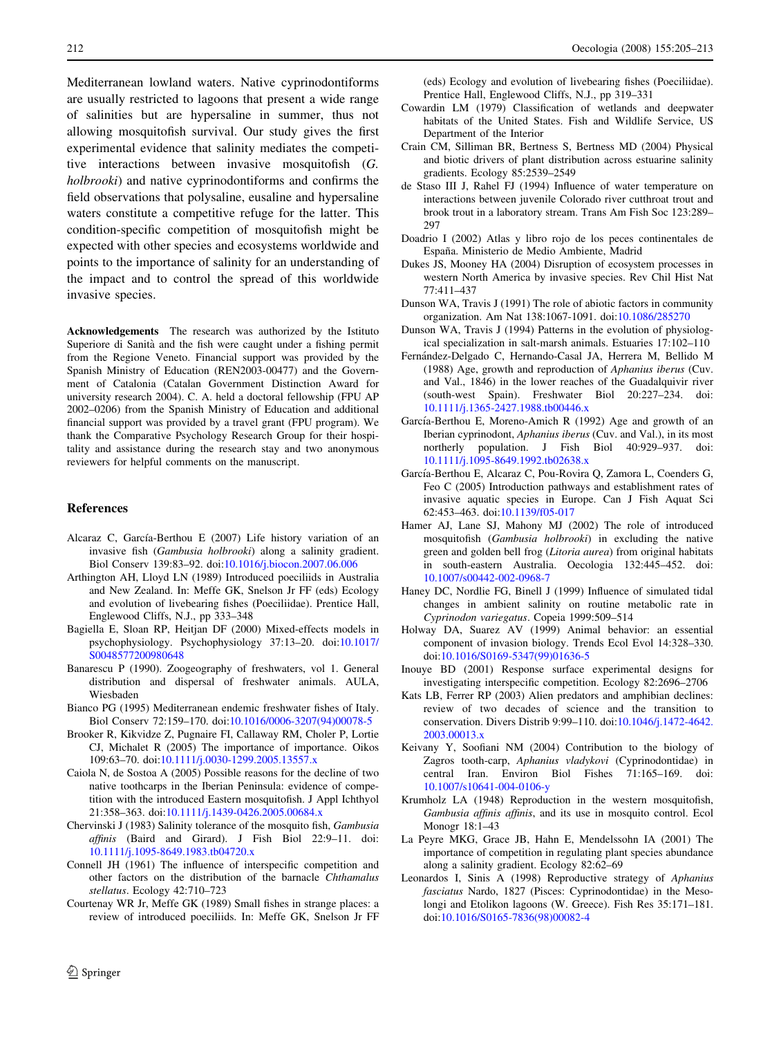Mediterranean lowland waters. Native cyprinodontiforms are usually restricted to lagoons that present a wide range of salinities but are hypersaline in summer, thus not allowing mosquitofish survival. Our study gives the first experimental evidence that salinity mediates the competitive interactions between invasive mosquitofish (*G. holbrooki*) and native cyprinodontiforms and confirms the field observations that polysaline, eusaline and hypersaline waters constitute a competitive refuge for the latter. This condition-specific competition of mosquitofish might be expected with other species and ecosystems worldwide and points to the importance of salinity for an understanding of the impact and to control the spread of this worldwide invasive species.

**Acknowledgements** The research was authorized by the Istituto Superiore di Sanità and the fish were caught under a fishing permit from the Regione Veneto. Financial support was provided by the Spanish Ministry of Education (REN2003-00477) and the Government of Catalonia (Catalan Government Distinction Award for university research 2004). C. A. held a doctoral fellowship (FPU AP 2002–0206) from the Spanish Ministry of Education and additional financial support was provided by a travel grant (FPU program). We thank the Comparative Psychology Research Group for their hospitality and assistance during the research stay and two anonymous reviewers for helpful comments on the manuscript.

## References

Alcaraz C, García-Berthou E (2007) Life history variation of an invasive fish (*Gambusia holbrooki*) along a salinity gradient. Biol Conserv 139:83–92. doi:10.1016/j.biocon.2007.06.006

Arthington AH, Lloyd LN (1989) Introduced poeciliids in Australia and New Zealand. In: Meffe GK, Snelson Jr FF (eds) Ecology and evolution of livebearing fishes (Poeciliidae). Prentice Hall, Englewood Cliffs, N.J., pp 333–348

Bagiella E, Sloan RP, Heitjan DF (2000) Mixed-effects models in psychophysiology. Psychophysiology 37:13–20. doi:10.1017/S0048577200980648

Banarescu P (1990). Zoogeography of freshwaters, vol 1. General distribution and dispersal of freshwater animals. AULA, Wiesbaden

Bianco PG (1995) Mediterranean endemic freshwater fishes of Italy. Biol Conserv 72:159–170. doi:10.1016/0006-3207(94)00078-5

Brooker R, Kikvidze Z, Pugnaire FI, Callaway RM, Choler P, Lortie CJ, Michalet R (2005) The importance of importance. Oikos 109:63–70. doi:10.1111/j.0030-1299.2005.13557.x

Caiola N, de Sostoa A (2005) Possible reasons for the decline of two native toothcarps in the Iberian Peninsula: evidence of competition with the introduced Eastern mosquitofish. J Appl Ichthyol 21:358–363. doi:10.1111/j.1439-0426.2005.00684.x

Chervinski J (1983) Salinity tolerance of the mosquito fish, *Gambusia affinis* (Baird and Girard). J Fish Biol 22:9–11. doi:10.1111/j.1095-8649.1983.tb04720.x

Connell JH (1961) The influence of interspecific competition and other factors on the distribution of the barnacle *Chthamalus stellatus*. Ecology 42:710–723

Courtenay WR Jr, Meffe GK (1989) Small fishes in strange places: a review of introduced poeciliids. In: Meffe GK, Snelson Jr FF (eds) Ecology and evolution of livebearing fishes (Poeciliidae). Prentice Hall, Englewood Cliffs, N.J., pp 319–331

Cowardin LM (1979) Classification of wetlands and deepwater habitats of the United States. Fish and Wildlife Service, US Department of the Interior

Crain CM, Silliman BR, Bertness S, Bertness MD (2004) Physical and biotic drivers of plant distribution across estuarine salinity gradients. Ecology 85:2539–2549

de Staso III J, Rahel FJ (1994) Influence of water temperature on interactions between juvenile Colorado river cutthroat trout and brook trout in a laboratory stream. Trans Am Fish Soc 123:289–297

Doadrio I (2002) Atlas y libro rojo de los peces continentales de España. Ministerio de Medio Ambiente, Madrid

Dukes JS, Mooney HA (2004) Disruption of ecosystem processes in western North America by invasive species. Rev Chil Hist Nat 77:411–437

Dunson WA, Travis J (1991) The role of abiotic factors in community organization. Am Nat 138:1067-1091. doi:10.1086/285270

Dunson WA, Travis J (1994) Patterns in the evolution of physiological specialization in salt-marsh animals. Estuaries 17:102–110

Fernández-Delgado C, Hernando-Casal JA, Herrera M, Bellido M (1988) Age, growth and reproduction of *Aphanius iberus* (Cuv. and Val., 1846) in the lower reaches of the Guadalquivir river (south-west Spain). Freshwater Biol 20:227–234. doi:10.1111/j.1365-2427.1988.tb00446.x

García-Berthou E, Moreno-Amich R (1992) Age and growth of an Iberian cyprinodont, *Aphanius iberus* (Cuv. and Val.), in its most northerly population. J Fish Biol 40:929–937. doi:10.1111/j.1095-8649.1992.tb02638.x

García-Berthou E, Alcaraz C, Pou-Rovira Q, Zamora L, Coenders G, Feo C (2005) Introduction pathways and establishment rates of invasive aquatic species in Europe. Can J Fish Aquat Sci 62:453–463. doi:10.1139/f05-017

Hamer AJ, Lane SJ, Mahony MJ (2002) The role of introduced mosquitofish (*Gambusia holbrooki*) in excluding the native green and golden bell frog (*Litoria aurea*) from original habitats in south-eastern Australia. Oecologia 132:445–452. doi:10.1007/s00442-002-0968-7

Haney DC, Nordlie FG, Binell J (1999) Influence of simulated tidal changes in ambient salinity on routine metabolic rate in *Cyprinodon variegatus*. Copeia 1999:509–514

Holway DA, Suarez AV (1999) Animal behavior: an essential component of invasion biology. Trends Ecol Evol 14:328–330. doi:10.1016/S0169-5347(99)01636-5

Inouye BD (2001) Response surface experimental designs for investigating interspecific competition. Ecology 82:2696–2706

Kats LB, Ferrer RP (2003) Alien predators and amphibian declines: review of two decades of science and the transition to conservation. Divers Distrib 9:99–110. doi:10.1046/j.1472-4642.2003.00013.x

Keivany Y, Soofiani NM (2004) Contribution to the biology of Zagros tooth-carp, *Aphanius vladykovi* (Cyprinodontidae) in central Iran. Environ Biol Fishes 71:165–169. doi:10.1007/s10641-004-0106-y

Krumholz LA (1948) Reproduction in the western mosquitofish, *Gambusia affinis affinis*, and its use in mosquito control. Ecol Monogr 18:1–43

La Peyre MKG, Grace JB, Hahn E, Mendelssohn IA (2001) The importance of competition in regulating plant species abundance along a salinity gradient. Ecology 82:62–69

Leonardos I, Sinis A (1998) Reproductive strategy of *Aphanius fasciatus* Nardo, 1827 (Pisces: Cyprinodontidae) in the Mesolongi and Etolikon lagoons (W. Greece). Fish Res 35:171–181. doi:10.1016/S0165-7836(98)00082-4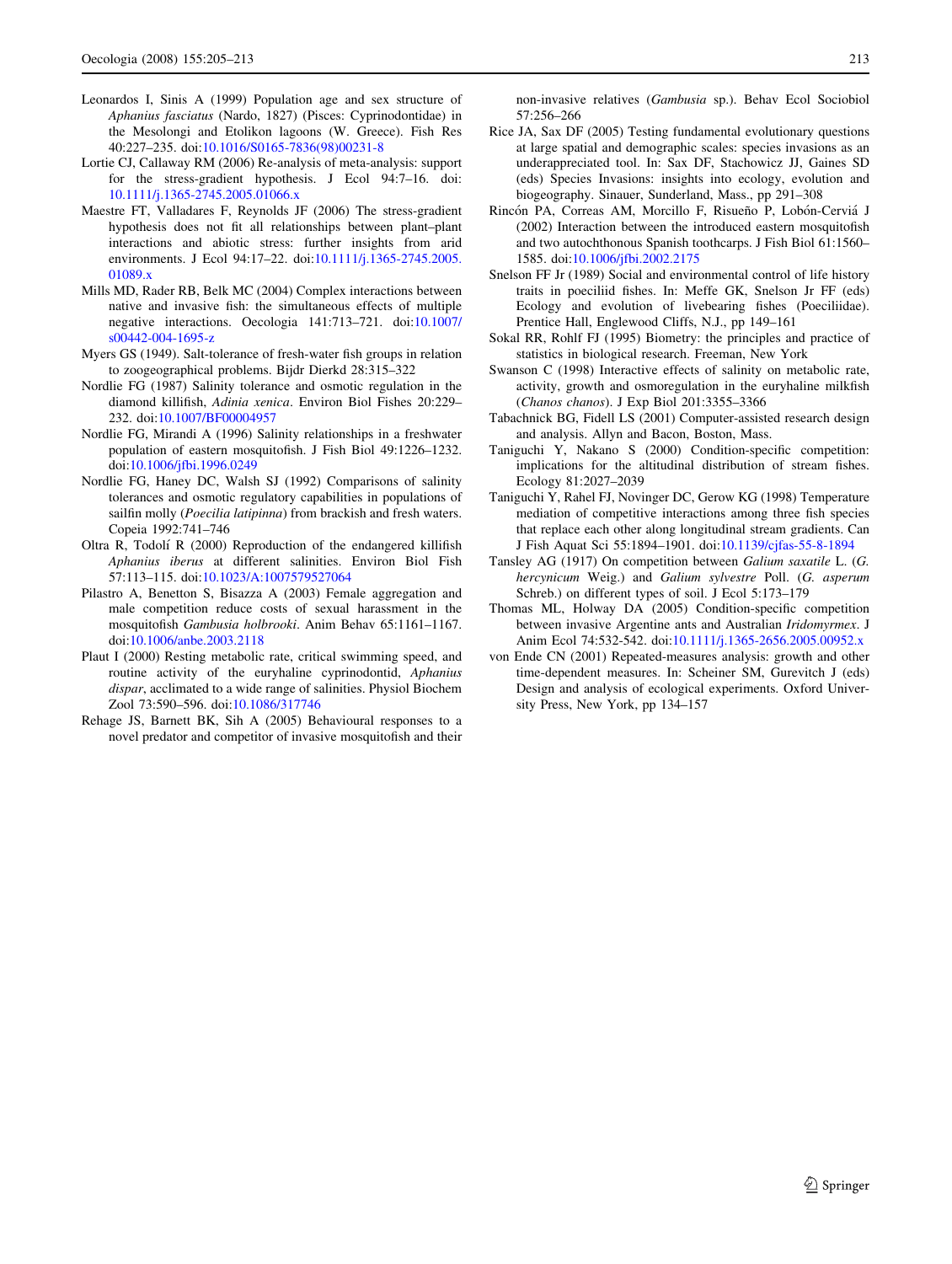Leonardos I, Sinis A (1999) Population age and sex structure of *Aphanius fasciatus* (Nardo, 1827) (Pisces: Cyprinodontidae) in the Mesolongi and Etolikon lagoons (W. Greece). Fish Res 40:227–235. doi:10.1016/S0165-7836(98)00231-8

Lortie CJ, Callaway RM (2006) Re-analysis of meta-analysis: support for the stress-gradient hypothesis. J Ecol 94:7–16. doi:10.1111/j.1365-2745.2005.01066.x

Maestre FT, Valladares F, Reynolds JF (2006) The stress-gradient hypothesis does not fit all relationships between plant–plant interactions and abiotic stress: further insights from arid environments. J Ecol 94:17–22. doi:10.1111/j.1365-2745.2005.01089.x

Mills MD, Rader RB, Belk MC (2004) Complex interactions between native and invasive fish: the simultaneous effects of multiple negative interactions. Oecologia 141:713–721. doi:10.1007/s00442-004-1695-z

Myers GS (1949). Salt-tolerance of fresh-water fish groups in relation to zoogeographical problems. Bijdr Dierkd 28:315–322

Nordlie FG (1987) Salinity tolerance and osmotic regulation in the diamond killifish, *Adinia xenica*. Environ Biol Fishes 20:229–232. doi:10.1007/BF00004957

Nordlie FG, Mirandi A (1996) Salinity relationships in a freshwater population of eastern mosquitofish. J Fish Biol 49:1226–1232. doi:10.1006/jfbi.1996.0249

Nordlie FG, Haney DC, Walsh SJ (1992) Comparisons of salinity tolerances and osmotic regulatory capabilities in populations of sailfin molly (*Poecilia latipinna*) from brackish and fresh waters. Copeia 1992:741–746

Oltra R, Todolí R (2000) Reproduction of the endangered killifish *Aphanius iberus* at different salinities. Environ Biol Fish 57:113–115. doi:10.1023/A:1007579527064

Pilastro A, Benetton S, Bisazza A (2003) Female aggregation and male competition reduce costs of sexual harassment in the mosquitofish *Gambusia holbrooki*. Anim Behav 65:1161–1167. doi:10.1006/anbe.2003.2118

Plaut I (2000) Resting metabolic rate, critical swimming speed, and routine activity of the euryhaline cyprinodontid, *Aphanius dispar*, acclimated to a wide range of salinities. Physiol Biochem Zool 73:590–596. doi:10.1086/317746

Rehage JS, Barnett BK, Sih A (2005) Behavioural responses to a novel predator and competitor of invasive mosquitofish and their non-invasive relatives (*Gambusia* sp.). Behav Ecol Sociobiol 57:256–266

Rice JA, Sax DF (2005) Testing fundamental evolutionary questions at large spatial and demographic scales: species invasions as an underappreciated tool. In: Sax DF, Stachowicz JJ, Gaines SD (eds) Species Invasions: insights into ecology, evolution and biogeography. Sinauer, Sunderland, Mass., pp 291–308

Rincón PA, Correas AM, Morcillo F, Risueño P, Lobón-Cerviá J (2002) Interaction between the introduced eastern mosquitofish and two autochthonous Spanish toothcarps. J Fish Biol 61:1560–1585. doi:10.1006/jfbi.2002.2175

Snelson FF Jr (1989) Social and environmental control of life history traits in poeciliid fishes. In: Meffe GK, Snelson Jr FF (eds) Ecology and evolution of livebearing fishes (Poeciliidae). Prentice Hall, Englewood Cliffs, N.J., pp 149–161

Sokal RR, Rohlf FJ (1995) Biometry: the principles and practice of statistics in biological research. Freeman, New York

Swanson C (1998) Interactive effects of salinity on metabolic rate, activity, growth and osmoregulation in the euryhaline milkfish (*Chanos chanos*). J Exp Biol 201:3355–3366

Tabachnick BG, Fidell LS (2001) Computer-assisted research design and analysis. Allyn and Bacon, Boston, Mass.

Taniguchi Y, Nakano S (2000) Condition-specific competition: implications for the altitudinal distribution of stream fishes. Ecology 81:2027–2039

Taniguchi Y, Rahel FJ, Novinger DC, Gerow KG (1998) Temperature mediation of competitive interactions among three fish species that replace each other along longitudinal stream gradients. Can J Fish Aquat Sci 55:1894–1901. doi:10.1139/cjfas-55-8-1894

Tansley AG (1917) On competition between *Galium saxatile* L. (*G. hercynicum* Weig.) and *Galium sylvestre* Poll. (*G. asperum* Schreb.) on different types of soil. J Ecol 5:173–179

Thomas ML, Holway DA (2005) Condition-specific competition between invasive Argentine ants and Australian *Iridomyrmex*. J Anim Ecol 74:532-542. doi:10.1111/j.1365-2656.2005.00952.x

von Ende CN (2001) Repeated-measures analysis: growth and other time-dependent measures. In: Scheiner SM, Gurevitch J (eds) Design and analysis of ecological experiments. Oxford University Press, New York, pp 134–157